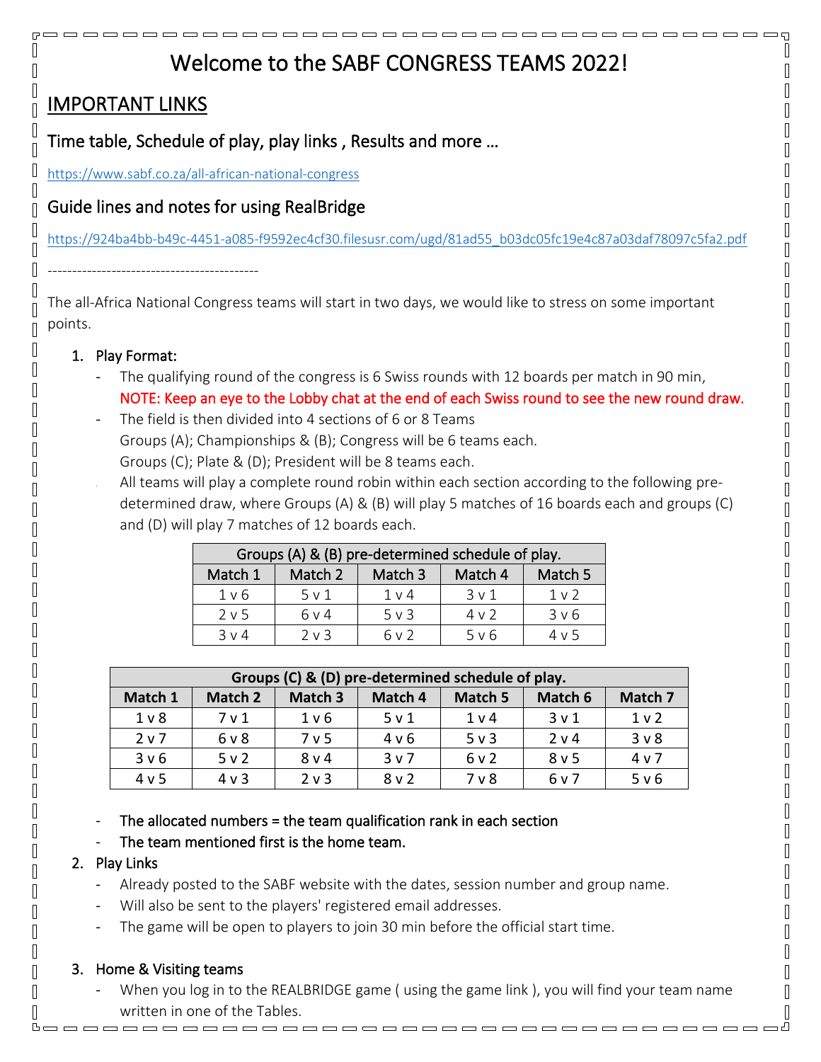# Welcome to the SABF CONGRESS TEAMS 2022!

## IMPORTANT LINKS

### Time table, Schedule of play, play links , Results and more …

https://www.sabf.co.za/all-african-national-congress

### Guide lines and notes for using RealBridge

https://924ba4bb-b49c-4451-a085-f9592ec4cf30.filesusr.com/ugd/81ad55_b03dc05fc19e4c87a03daf78097c5fa2.pdf

--------------------------------------------

The all-Africa National Congress teams will start in two days, we would like to stress on some important points.

1. Play Format:
   - The qualifying round of the congress is 6 Swiss rounds with 12 boards per match in 90 min,
     NOTE: Keep an eye to the Lobby chat at the end of each Swiss round to see the new round draw.
   - The field is then divided into 4 sections of 6 or 8 Teams
     Groups (A); Championships & (B); Congress will be 6 teams each.
     Groups (C); Plate & (D); President will be 8 teams each.
   - All teams will play a complete round robin within each section according to the following pre-determined draw, where Groups (A) & (B) will play 5 matches of 16 boards each and groups (C) and (D) will play 7 matches of 12 boards each.

| Groups (A) & (B) pre-determined schedule of play. | | | | |
|---|---|---|---|---|
| Match 1 | Match 2 | Match 3 | Match 4 | Match 5 |
| 1 v 6 | 5 v 1 | 1 v 4 | 3 v 1 | 1 v 2 |
| 2 v 5 | 6 v 4 | 5 v 3 | 4 v 2 | 3 v 6 |
| 3 v 4 | 2 v 3 | 6 v 2 | 5 v 6 | 4 v 5 |

| **Groups (C) & (D) pre-determined schedule of play.** | | | | | | |
|---|---|---|---|---|---|---|
| **Match 1** | **Match 2** | **Match 3** | **Match 4** | **Match 5** | **Match 6** | **Match 7** |
| 1 v 8 | 7 v 1 | 1 v 6 | 5 v 1 | 1 v 4 | 3 v 1 | 1 v 2 |
| 2 v 7 | 6 v 8 | 7 v 5 | 4 v 6 | 5 v 3 | 2 v 4 | 3 v 8 |
| 3 v 6 | 5 v 2 | 8 v 4 | 3 v 7 | 6 v 2 | 8 v 5 | 4 v 7 |
| 4 v 5 | 4 v 3 | 2 v 3 | 8 v 2 | 7 v 8 | 6 v 7 | 5 v 6 |

   - The allocated numbers = the team qualification rank in each section
   - The team mentioned first is the home team.
2. Play Links
   - Already posted to the SABF website with the dates, session number and group name.
   - Will also be sent to the players' registered email addresses.
   - The game will be open to players to join 30 min before the official start time.

3. Home & Visiting teams
   - When you log in to the REALBRIDGE game ( using the game link ), you will find your team name written in one of the Tables.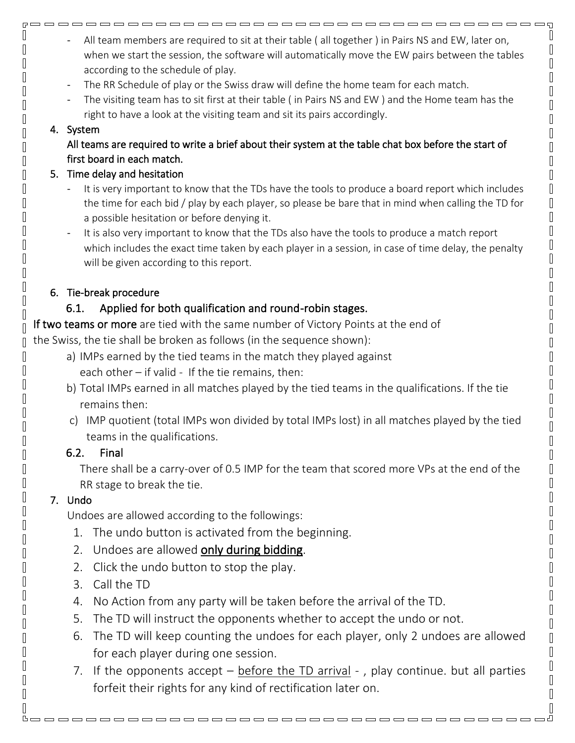- All team members are required to sit at their table ( all together ) in Pairs NS and EW, later on, when we start the session, the software will automatically move the EW pairs between the tables according to the schedule of play.
- The RR Schedule of play or the Swiss draw will define the home team for each match.
- The visiting team has to sit first at their table ( in Pairs NS and EW ) and the Home team has the right to have a look at the visiting team and sit its pairs accordingly.

4. System

   All teams are required to write a brief about their system at the table chat box before the start of first board in each match.

5. Time delay and hesitation
   - It is very important to know that the TDs have the tools to produce a board report which includes the time for each bid / play by each player, so please be bare that in mind when calling the TD for a possible hesitation or before denying it.
   - It is also very important to know that the TDs also have the tools to produce a match report which includes the exact time taken by each player in a session, in case of time delay, the penalty will be given according to this report.

6. Tie-break procedure

   6.1. Applied for both qualification and round-robin stages.

**If two teams or more** are tied with the same number of Victory Points at the end of the Swiss, the tie shall be broken as follows (in the sequence shown):

a) IMPs earned by the tied teams in the match they played against each other – if valid - If the tie remains, then:

b) Total IMPs earned in all matches played by the tied teams in the qualifications. If the tie remains then:

c) IMP quotient (total IMPs won divided by total IMPs lost) in all matches played by the tied teams in the qualifications.

6.2. Final

There shall be a carry-over of 0.5 IMP for the team that scored more VPs at the end of the RR stage to break the tie.

7. Undo

   Undoes are allowed according to the followings:

   1. The undo button is activated from the beginning.
   2. Undoes are allowed <u>**only during bidding**</u>.
   2. Click the undo button to stop the play.
   3. Call the TD
   4. No Action from any party will be taken before the arrival of the TD.
   5. The TD will instruct the opponents whether to accept the undo or not.
   6. The TD will keep counting the undoes for each player, only 2 undoes are allowed for each player during one session.
   7. If the opponents accept – <u>before the TD arrival</u> - , play continue. but all parties forfeit their rights for any kind of rectification later on.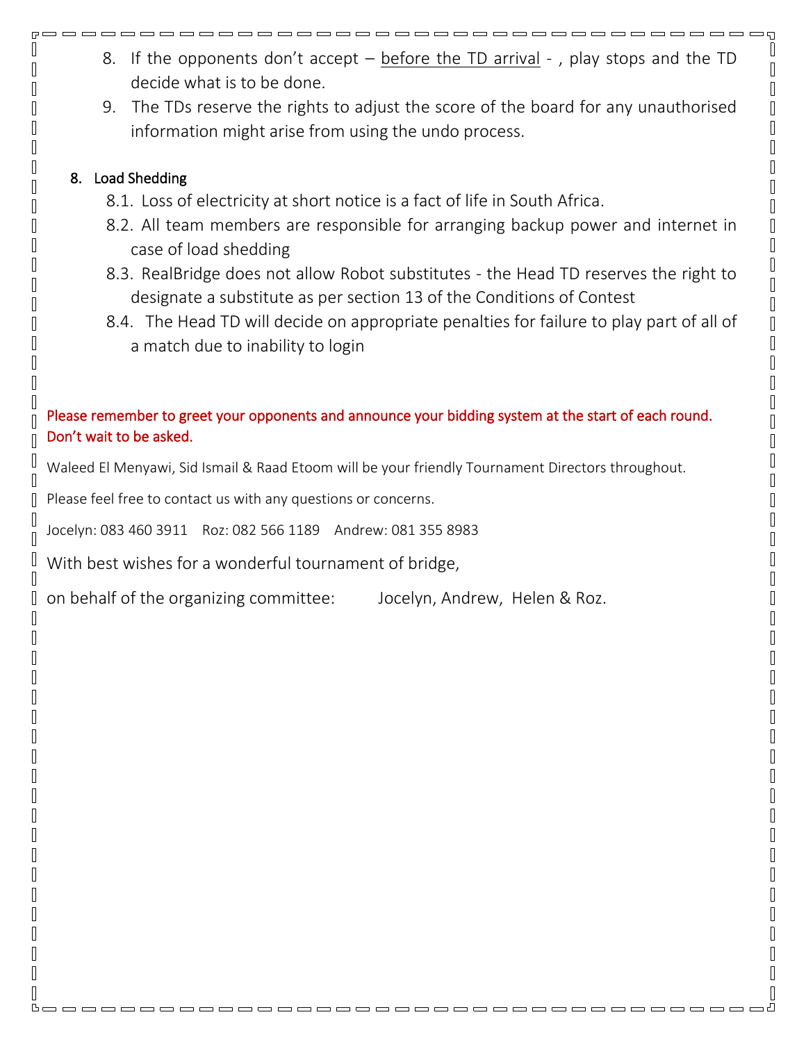8. If the opponents don't accept – <u>before the TD arrival</u> - , play stops and the TD decide what is to be done.
9. The TDs reserve the rights to adjust the score of the board for any unauthorised information might arise from using the undo process.

8. Load Shedding

8.1. Loss of electricity at short notice is a fact of life in South Africa.

8.2. All team members are responsible for arranging backup power and internet in case of load shedding

8.3. RealBridge does not allow Robot substitutes - the Head TD reserves the right to designate a substitute as per section 13 of the Conditions of Contest

8.4. The Head TD will decide on appropriate penalties for failure to play part of all of a match due to inability to login

Please remember to greet your opponents and announce your bidding system at the start of each round. Don't wait to be asked.

Waleed El Menyawi, Sid Ismail & Raad Etoom will be your friendly Tournament Directors throughout.

Please feel free to contact us with any questions or concerns.

Jocelyn: 083 460 3911 Roz: 082 566 1189 Andrew: 081 355 8983

With best wishes for a wonderful tournament of bridge,

on behalf of the organizing committee: Jocelyn, Andrew, Helen & Roz.